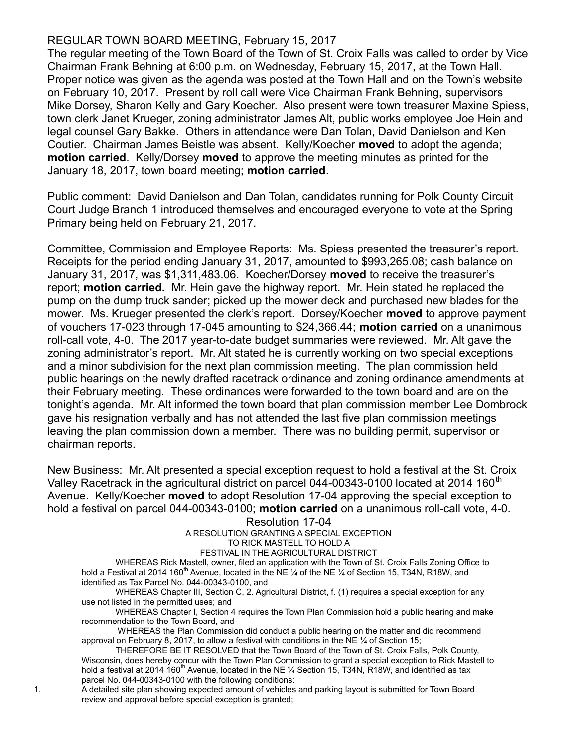REGULAR TOWN BOARD MEETING, February 15, 2017

The regular meeting of the Town Board of the Town of St. Croix Falls was called to order by Vice Chairman Frank Behning at 6:00 p.m. on Wednesday, February 15, 2017, at the Town Hall. Proper notice was given as the agenda was posted at the Town Hall and on the Town's website on February 10, 2017. Present by roll call were Vice Chairman Frank Behning, supervisors Mike Dorsey, Sharon Kelly and Gary Koecher. Also present were town treasurer Maxine Spiess, town clerk Janet Krueger, zoning administrator James Alt, public works employee Joe Hein and legal counsel Gary Bakke. Others in attendance were Dan Tolan, David Danielson and Ken Coutier. Chairman James Beistle was absent. Kelly/Koecher **moved** to adopt the agenda; **motion carried**. Kelly/Dorsey **moved** to approve the meeting minutes as printed for the January 18, 2017, town board meeting; **motion carried**.

Public comment: David Danielson and Dan Tolan, candidates running for Polk County Circuit Court Judge Branch 1 introduced themselves and encouraged everyone to vote at the Spring Primary being held on February 21, 2017.

Committee, Commission and Employee Reports: Ms. Spiess presented the treasurer's report. Receipts for the period ending January 31, 2017, amounted to $993,265.08; cash balance on January 31, 2017, was $1,311,483.06. Koecher/Dorsey **moved** to receive the treasurer's report; **motion carried.** Mr. Hein gave the highway report. Mr. Hein stated he replaced the pump on the dump truck sander; picked up the mower deck and purchased new blades for the mower. Ms. Krueger presented the clerk's report. Dorsey/Koecher **moved** to approve payment of vouchers 17-023 through 17-045 amounting to $24,366.44; **motion carried** on a unanimous roll-call vote, 4-0. The 2017 year-to-date budget summaries were reviewed. Mr. Alt gave the zoning administrator's report. Mr. Alt stated he is currently working on two special exceptions and a minor subdivision for the next plan commission meeting. The plan commission held public hearings on the newly drafted racetrack ordinance and zoning ordinance amendments at their February meeting. These ordinances were forwarded to the town board and are on the tonight's agenda. Mr. Alt informed the town board that plan commission member Lee Dombrock gave his resignation verbally and has not attended the last five plan commission meetings leaving the plan commission down a member. There was no building permit, supervisor or chairman reports.

New Business: Mr. Alt presented a special exception request to hold a festival at the St. Croix Valley Racetrack in the agricultural district on parcel 044-00343-0100 located at 2014 160th Avenue. Kelly/Koecher **moved** to adopt Resolution 17-04 approving the special exception to hold a festival on parcel 044-00343-0100; **motion carried** on a unanimous roll-call vote, 4-0.

Resolution 17-04

A RESOLUTION GRANTING A SPECIAL EXCEPTION TO RICK MASTELL TO HOLD A FESTIVAL IN THE AGRICULTURAL DISTRICT

WHEREAS Rick Mastell, owner, filed an application with the Town of St. Croix Falls Zoning Office to hold a Festival at 2014 160th Avenue, located in the NE ¼ of the NE ¼ of Section 15, T34N, R18W, and identified as Tax Parcel No. 044-00343-0100, and

WHEREAS Chapter III, Section C, 2. Agricultural District, f. (1) requires a special exception for any use not listed in the permitted uses; and

WHEREAS Chapter I, Section 4 requires the Town Plan Commission hold a public hearing and make recommendation to the Town Board, and

WHEREAS the Plan Commission did conduct a public hearing on the matter and did recommend approval on February 8, 2017, to allow a festival with conditions in the NE ¼ of Section 15;

THEREFORE BE IT RESOLVED that the Town Board of the Town of St. Croix Falls, Polk County, Wisconsin, does hereby concur with the Town Plan Commission to grant a special exception to Rick Mastell to hold a festival at 2014 160th Avenue, located in the NE ¼ Section 15, T34N, R18W, and identified as tax parcel No. 044-00343-0100 with the following conditions:

1. A detailed site plan showing expected amount of vehicles and parking layout is submitted for Town Board review and approval before special exception is granted;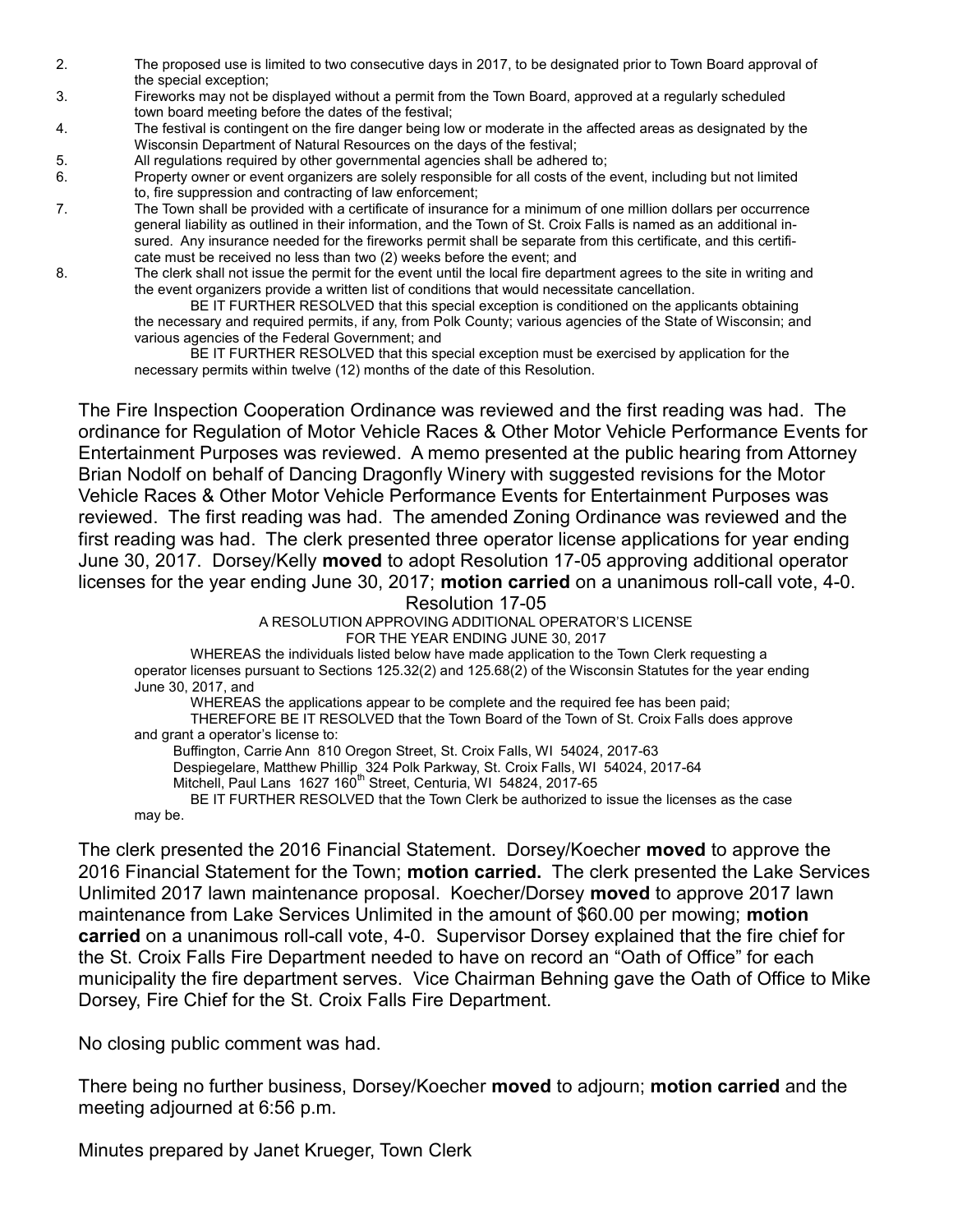2. The proposed use is limited to two consecutive days in 2017, to be designated prior to Town Board approval of the special exception;
3. Fireworks may not be displayed without a permit from the Town Board, approved at a regularly scheduled town board meeting before the dates of the festival;
4. The festival is contingent on the fire danger being low or moderate in the affected areas as designated by the Wisconsin Department of Natural Resources on the days of the festival;
5. All regulations required by other governmental agencies shall be adhered to;
6. Property owner or event organizers are solely responsible for all costs of the event, including but not limited to, fire suppression and contracting of law enforcement;
7. The Town shall be provided with a certificate of insurance for a minimum of one million dollars per occurrence general liability as outlined in their information, and the Town of St. Croix Falls is named as an additional insured. Any insurance needed for the fireworks permit shall be separate from this certificate, and this certificate must be received no less than two (2) weeks before the event; and
8. The clerk shall not issue the permit for the event until the local fire department agrees to the site in writing and the event organizers provide a written list of conditions that would necessitate cancellation.

BE IT FURTHER RESOLVED that this special exception is conditioned on the applicants obtaining the necessary and required permits, if any, from Polk County; various agencies of the State of Wisconsin; and various agencies of the Federal Government; and

BE IT FURTHER RESOLVED that this special exception must be exercised by application for the necessary permits within twelve (12) months of the date of this Resolution.

The Fire Inspection Cooperation Ordinance was reviewed and the first reading was had. The ordinance for Regulation of Motor Vehicle Races & Other Motor Vehicle Performance Events for Entertainment Purposes was reviewed. A memo presented at the public hearing from Attorney Brian Nodolf on behalf of Dancing Dragonfly Winery with suggested revisions for the Motor Vehicle Races & Other Motor Vehicle Performance Events for Entertainment Purposes was reviewed. The first reading was had. The amended Zoning Ordinance was reviewed and the first reading was had. The clerk presented three operator license applications for year ending June 30, 2017. Dorsey/Kelly **moved** to adopt Resolution 17-05 approving additional operator licenses for the year ending June 30, 2017; **motion carried** on a unanimous roll-call vote, 4-0.

Resolution 17-05

A RESOLUTION APPROVING ADDITIONAL OPERATOR'S LICENSE
FOR THE YEAR ENDING JUNE 30, 2017

WHEREAS the individuals listed below have made application to the Town Clerk requesting a operator licenses pursuant to Sections 125.32(2) and 125.68(2) of the Wisconsin Statutes for the year ending June 30, 2017, and

WHEREAS the applications appear to be complete and the required fee has been paid;

THEREFORE BE IT RESOLVED that the Town Board of the Town of St. Croix Falls does approve and grant a operator's license to:

Buffington, Carrie Ann 810 Oregon Street, St. Croix Falls, WI 54024, 2017-63
Despiegelare, Matthew Phillip 324 Polk Parkway, St. Croix Falls, WI 54024, 2017-64
Mitchell, Paul Lans 1627 160th Street, Centuria, WI 54824, 2017-65

BE IT FURTHER RESOLVED that the Town Clerk be authorized to issue the licenses as the case may be.

The clerk presented the 2016 Financial Statement. Dorsey/Koecher **moved** to approve the 2016 Financial Statement for the Town; **motion carried.** The clerk presented the Lake Services Unlimited 2017 lawn maintenance proposal. Koecher/Dorsey **moved** to approve 2017 lawn maintenance from Lake Services Unlimited in the amount of $60.00 per mowing; **motion carried** on a unanimous roll-call vote, 4-0. Supervisor Dorsey explained that the fire chief for the St. Croix Falls Fire Department needed to have on record an "Oath of Office" for each municipality the fire department serves. Vice Chairman Behning gave the Oath of Office to Mike Dorsey, Fire Chief for the St. Croix Falls Fire Department.

No closing public comment was had.

There being no further business, Dorsey/Koecher **moved** to adjourn; **motion carried** and the meeting adjourned at 6:56 p.m.

Minutes prepared by Janet Krueger, Town Clerk